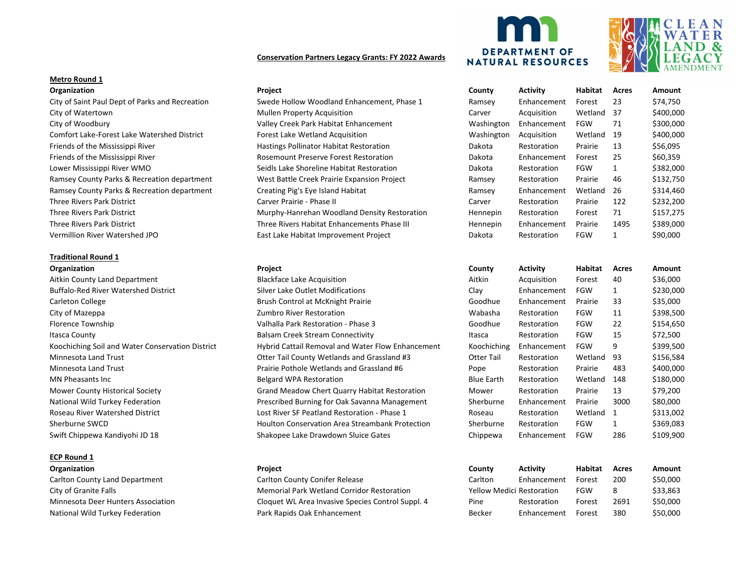**Conservation Partners Legacy Grants: FY 2022 Awards**

**Metro Round 1**

| Organization | Project | County | Activity | Habitat | Acres | Amount |
|---|---|---|---|---|---|---|
| City of Saint Paul Dept of Parks and Recreation | Swede Hollow Woodland Enhancement, Phase 1 | Ramsey | Enhancement | Forest | 23 | $74,750 |
| City of Watertown | Mullen Property Acquisition | Carver | Acquisition | Wetland | 37 | $400,000 |
| City of Woodbury | Valley Creek Park Habitat Enhancement | Washington | Enhancement | FGW | 71 | $300,000 |
| Comfort Lake-Forest Lake Watershed District | Forest Lake Wetland Acquisition | Washington | Acquisition | Wetland | 19 | $400,000 |
| Friends of the Mississippi River | Hastings Pollinator Habitat Restoration | Dakota | Restoration | Prairie | 13 | $56,095 |
| Friends of the Mississippi River | Rosemount Preserve Forest Restoration | Dakota | Enhancement | Forest | 25 | $60,359 |
| Lower Mississippi River WMO | Seidls Lake Shoreline Habitat Restoration | Dakota | Restoration | FGW | 1 | $382,000 |
| Ramsey County Parks & Recreation department | West Battle Creek Prairie Expansion Project | Ramsey | Restoration | Prairie | 46 | $132,750 |
| Ramsey County Parks & Recreation department | Creating Pig's Eye Island Habitat | Ramsey | Enhancement | Wetland | 26 | $314,460 |
| Three Rivers Park District | Carver Prairie - Phase II | Carver | Restoration | Prairie | 122 | $232,200 |
| Three Rivers Park District | Murphy-Hanrehan Woodland Density Restoration | Hennepin | Restoration | Forest | 71 | $157,275 |
| Three Rivers Park District | Three Rivers Habitat Enhancements Phase III | Hennepin | Enhancement | Prairie | 1495 | $389,000 |
| Vermillion River Watershed JPO | East Lake Habitat Improvement Project | Dakota | Restoration | FGW | 1 | $90,000 |

**Traditional Round 1**

| Organization | Project | County | Activity | Habitat | Acres | Amount |
|---|---|---|---|---|---|---|
| Aitkin County Land Department | Blackface Lake Acquisition | Aitkin | Acquisition | Forest | 40 | $36,000 |
| Buffalo-Red River Watershed District | Silver Lake Outlet Modifications | Clay | Enhancement | FGW | 1 | $230,000 |
| Carleton College | Brush Control at McKnight Prairie | Goodhue | Enhancement | Prairie | 33 | $35,000 |
| City of Mazeppa | Zumbro River Restoration | Wabasha | Restoration | FGW | 11 | $398,500 |
| Florence Township | Valhalla Park Restoration - Phase 3 | Goodhue | Restoration | FGW | 22 | $154,650 |
| Itasca County | Balsam Creek Stream Connectivity | Itasca | Restoration | FGW | 15 | $72,500 |
| Koochiching Soil and Water Conservation District | Hybrid Cattail Removal and Water Flow Enhancement | Koochiching | Enhancement | FGW | 9 | $399,500 |
| Minnesota Land Trust | Otter Tail County Wetlands and Grassland #3 | Otter Tail | Restoration | Wetland | 93 | $156,584 |
| Minnesota Land Trust | Prairie Pothole Wetlands and Grassland #6 | Pope | Restoration | Prairie | 483 | $400,000 |
| MN Pheasants Inc | Belgard WPA Restoration | Blue Earth | Restoration | Wetland | 148 | $180,000 |
| Mower County Historical Society | Grand Meadow Chert Quarry Habitat Restoration | Mower | Restoration | Prairie | 13 | $79,200 |
| National Wild Turkey Federation | Prescribed Burning for Oak Savanna Management | Sherburne | Enhancement | Prairie | 3000 | $80,000 |
| Roseau River Watershed District | Lost River SF Peatland Restoration - Phase 1 | Roseau | Restoration | Wetland | 1 | $313,002 |
| Sherburne SWCD | Houlton Conservation Area Streambank Protection | Sherburne | Restoration | FGW | 1 | $369,083 |
| Swift Chippewa Kandiyohi JD 18 | Shakopee Lake Drawdown Sluice Gates | Chippewa | Enhancement | FGW | 286 | $109,900 |

**ECP Round 1**

| Organization | Project | County | Activity | Habitat | Acres | Amount |
|---|---|---|---|---|---|---|
| Carlton County Land Department | Carlton County Conifer Release | Carlton | Enhancement | Forest | 200 | $50,000 |
| City of Granite Falls | Memorial Park Wetland Corridor Restoration | Yellow Medici | Restoration | FGW | 8 | $33,863 |
| Minnesota Deer Hunters Association | Cloquet WL Area Invasive Species Control Suppl. 4 | Pine | Restoration | Forest | 2691 | $50,000 |
| National Wild Turkey Federation | Park Rapids Oak Enhancement | Becker | Enhancement | Forest | 380 | $50,000 |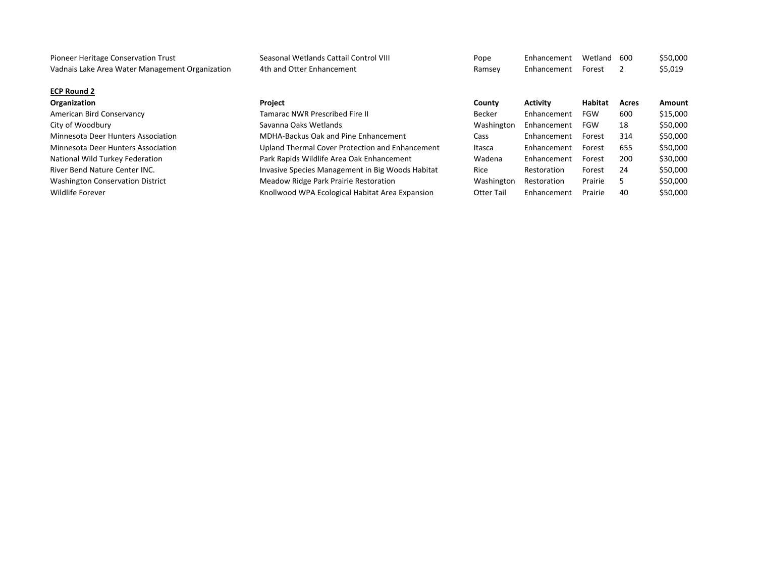| | | | | | | |
|---|---|---|---|---|---|---|
| Pioneer Heritage Conservation Trust | Seasonal Wetlands Cattail Control VIII | Pope | Enhancement | Wetland | 600 | $50,000 |
| Vadnais Lake Area Water Management Organization | 4th and Otter Enhancement | Ramsey | Enhancement | Forest | 2 | $5,019 |

**ECP Round 2**

| Organization | Project | County | Activity | Habitat | Acres | Amount |
|---|---|---|---|---|---|---|
| American Bird Conservancy | Tamarac NWR Prescribed Fire II | Becker | Enhancement | FGW | 600 | $15,000 |
| City of Woodbury | Savanna Oaks Wetlands | Washington | Enhancement | FGW | 18 | $50,000 |
| Minnesota Deer Hunters Association | MDHA-Backus Oak and Pine Enhancement | Cass | Enhancement | Forest | 314 | $50,000 |
| Minnesota Deer Hunters Association | Upland Thermal Cover Protection and Enhancement | Itasca | Enhancement | Forest | 655 | $50,000 |
| National Wild Turkey Federation | Park Rapids Wildlife Area Oak Enhancement | Wadena | Enhancement | Forest | 200 | $30,000 |
| River Bend Nature Center INC. | Invasive Species Management in Big Woods Habitat | Rice | Restoration | Forest | 24 | $50,000 |
| Washington Conservation District | Meadow Ridge Park Prairie Restoration | Washington | Restoration | Prairie | 5 | $50,000 |
| Wildlife Forever | Knollwood WPA Ecological Habitat Area Expansion | Otter Tail | Enhancement | Prairie | 40 | $50,000 |